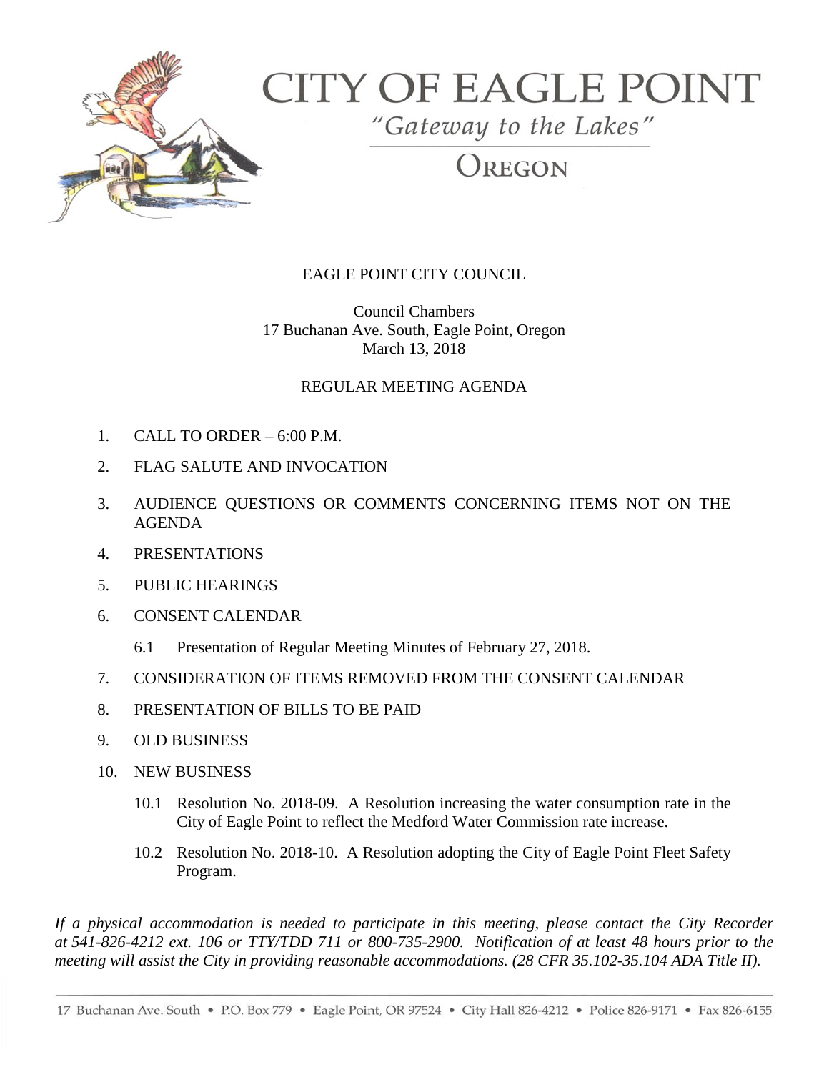# CITY OF EAGLE POINT

*"Gateway to the Lakes"*

OREGON

EAGLE POINT CITY COUNCIL

Council Chambers
17 Buchanan Ave. South, Eagle Point, Oregon
March 13, 2018

## REGULAR MEETING AGENDA

1. CALL TO ORDER – 6:00 P.M.
2. FLAG SALUTE AND INVOCATION
3. AUDIENCE QUESTIONS OR COMMENTS CONCERNING ITEMS NOT ON THE AGENDA
4. PRESENTATIONS
5. PUBLIC HEARINGS
6. CONSENT CALENDAR
   - 6.1 Presentation of Regular Meeting Minutes of February 27, 2018.
7. CONSIDERATION OF ITEMS REMOVED FROM THE CONSENT CALENDAR
8. PRESENTATION OF BILLS TO BE PAID
9. OLD BUSINESS
10. NEW BUSINESS
    - 10.1 Resolution No. 2018-09. A Resolution increasing the water consumption rate in the City of Eagle Point to reflect the Medford Water Commission rate increase.
    - 10.2 Resolution No. 2018-10. A Resolution adopting the City of Eagle Point Fleet Safety Program.

*If a physical accommodation is needed to participate in this meeting, please contact the City Recorder at 541-826-4212 ext. 106 or TTY/TDD 711 or 800-735-2900. Notification of at least 48 hours prior to the meeting will assist the City in providing reasonable accommodations. (28 CFR 35.102-35.104 ADA Title II).*

17 Buchanan Ave. South • P.O. Box 779 • Eagle Point, OR 97524 • City Hall 826-4212 • Police 826-9171 • Fax 826-6155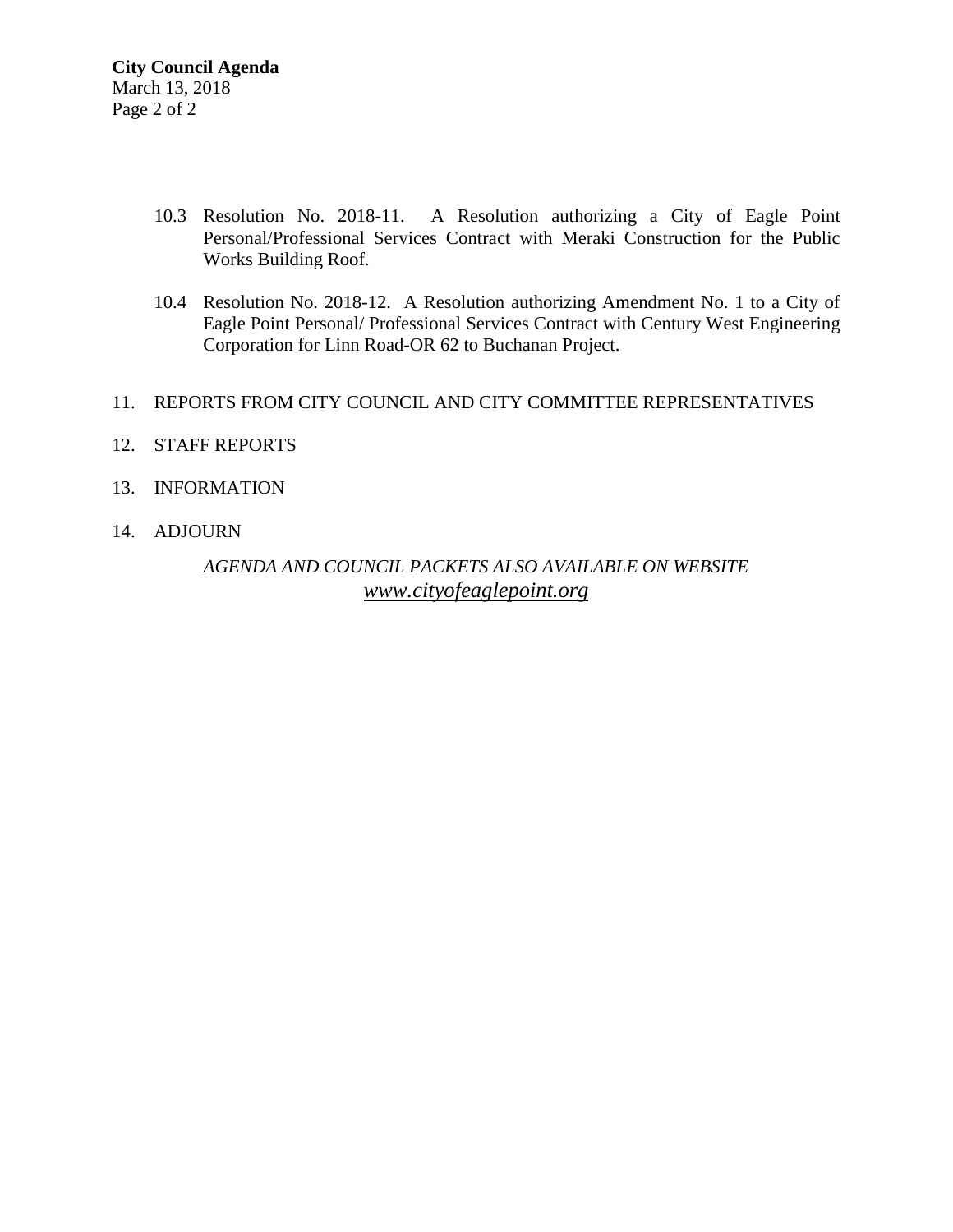10.3 Resolution No. 2018-11. A Resolution authorizing a City of Eagle Point Personal/Professional Services Contract with Meraki Construction for the Public Works Building Roof.

10.4 Resolution No. 2018-12. A Resolution authorizing Amendment No. 1 to a City of Eagle Point Personal/ Professional Services Contract with Century West Engineering Corporation for Linn Road-OR 62 to Buchanan Project.

11. REPORTS FROM CITY COUNCIL AND CITY COMMITTEE REPRESENTATIVES

12. STAFF REPORTS

13. INFORMATION

14. ADJOURN

*AGENDA AND COUNCIL PACKETS ALSO AVAILABLE ON WEBSITE*
*www.cityofeaglepoint.org*